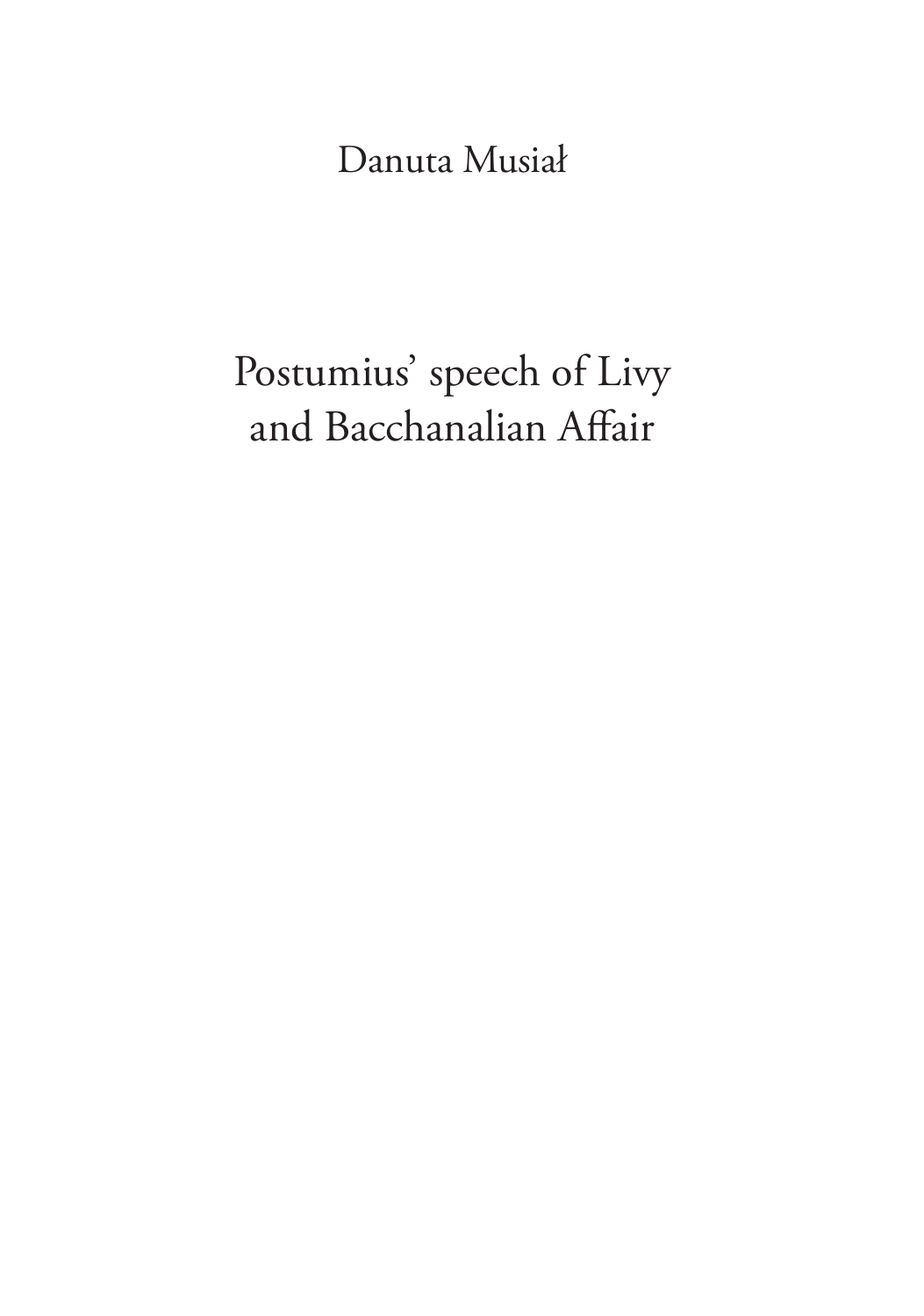Danuta Musiał

# Postumius' speech of Livy and Bacchanalian Affair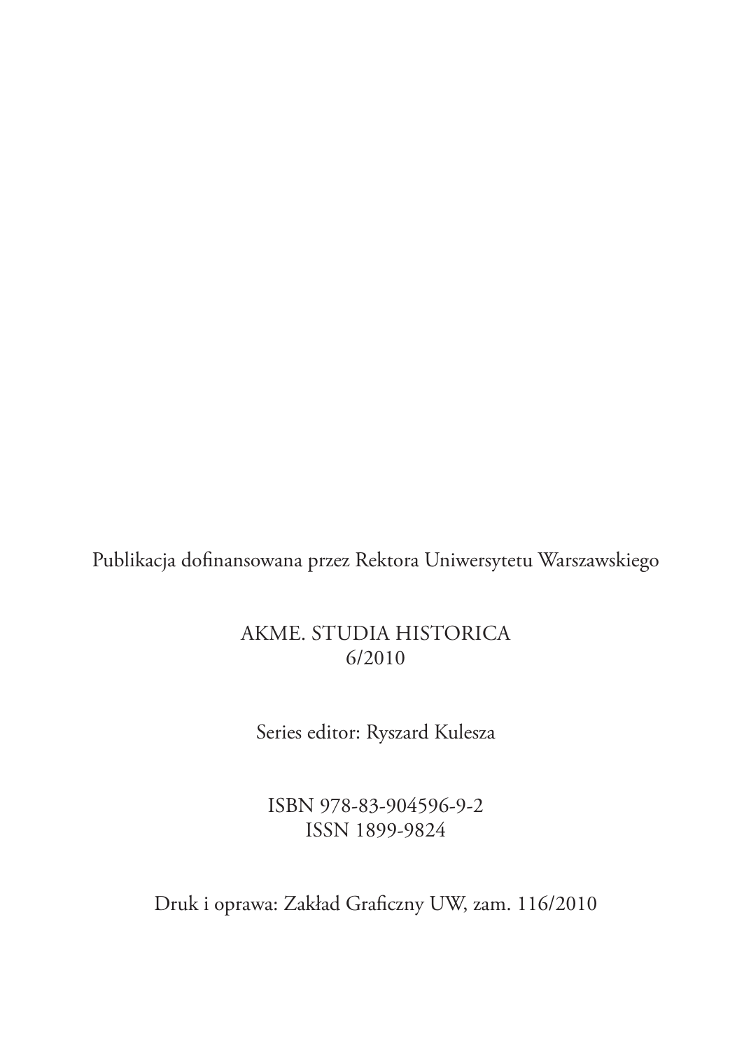Publikacja dofinansowana przez Rektora Uniwersytetu Warszawskiego

AKME. STUDIA HISTORICA
6/2010

Series editor: Ryszard Kulesza

ISBN 978-83-904596-9-2
ISSN 1899-9824

Druk i oprawa: Zakład Graficzny UW, zam. 116/2010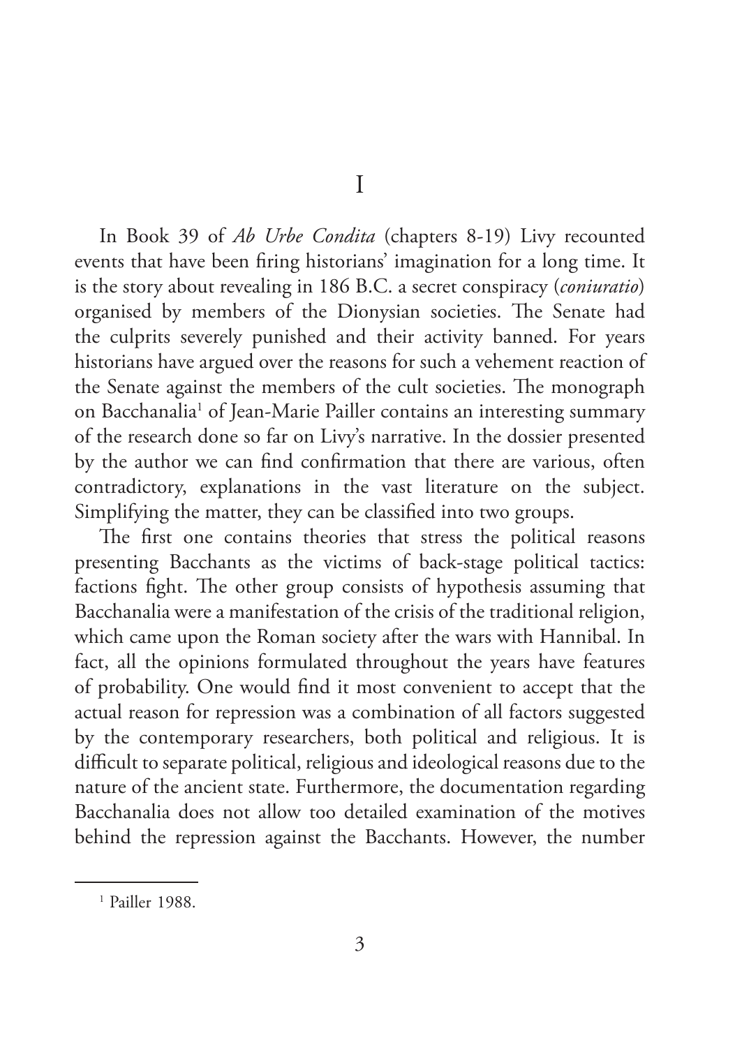# I

In Book 39 of *Ab Urbe Condita* (chapters 8-19) Livy recounted events that have been firing historians' imagination for a long time. It is the story about revealing in 186 B.C. a secret conspiracy (*coniuratio*) organised by members of the Dionysian societies. The Senate had the culprits severely punished and their activity banned. For years historians have argued over the reasons for such a vehement reaction of the Senate against the members of the cult societies. The monograph on Bacchanalia[1] of Jean-Marie Pailler contains an interesting summary of the research done so far on Livy's narrative. In the dossier presented by the author we can find confirmation that there are various, often contradictory, explanations in the vast literature on the subject. Simplifying the matter, they can be classified into two groups.

The first one contains theories that stress the political reasons presenting Bacchants as the victims of back-stage political tactics: factions fight. The other group consists of hypothesis assuming that Bacchanalia were a manifestation of the crisis of the traditional religion, which came upon the Roman society after the wars with Hannibal. In fact, all the opinions formulated throughout the years have features of probability. One would find it most convenient to accept that the actual reason for repression was a combination of all factors suggested by the contemporary researchers, both political and religious. It is difficult to separate political, religious and ideological reasons due to the nature of the ancient state. Furthermore, the documentation regarding Bacchanalia does not allow too detailed examination of the motives behind the repression against the Bacchants. However, the number

[1] Pailler 1988.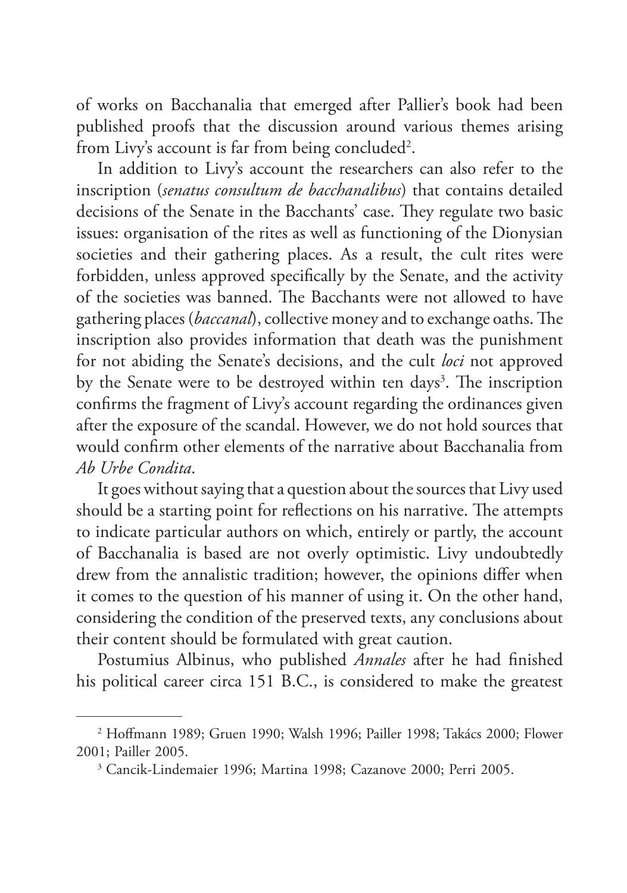of works on Bacchanalia that emerged after Pallier's book had been published proofs that the discussion around various themes arising from Livy's account is far from being concluded[2].

In addition to Livy's account the researchers can also refer to the inscription (*senatus consultum de bacchanalibus*) that contains detailed decisions of the Senate in the Bacchants' case. They regulate two basic issues: organisation of the rites as well as functioning of the Dionysian societies and their gathering places. As a result, the cult rites were forbidden, unless approved specifically by the Senate, and the activity of the societies was banned. The Bacchants were not allowed to have gathering places (*baccanal*), collective money and to exchange oaths. The inscription also provides information that death was the punishment for not abiding the Senate's decisions, and the cult *loci* not approved by the Senate were to be destroyed within ten days[3]. The inscription confirms the fragment of Livy's account regarding the ordinances given after the exposure of the scandal. However, we do not hold sources that would confirm other elements of the narrative about Bacchanalia from *Ab Urbe Condita*.

It goes without saying that a question about the sources that Livy used should be a starting point for reflections on his narrative. The attempts to indicate particular authors on which, entirely or partly, the account of Bacchanalia is based are not overly optimistic. Livy undoubtedly drew from the annalistic tradition; however, the opinions differ when it comes to the question of his manner of using it. On the other hand, considering the condition of the preserved texts, any conclusions about their content should be formulated with great caution.

Postumius Albinus, who published *Annales* after he had finished his political career circa 151 B.C., is considered to make the greatest

---

[2] Hoffmann 1989; Gruen 1990; Walsh 1996; Pailler 1998; Takács 2000; Flower 2001; Pailler 2005.

[3] Cancik-Lindemaier 1996; Martina 1998; Cazanove 2000; Perri 2005.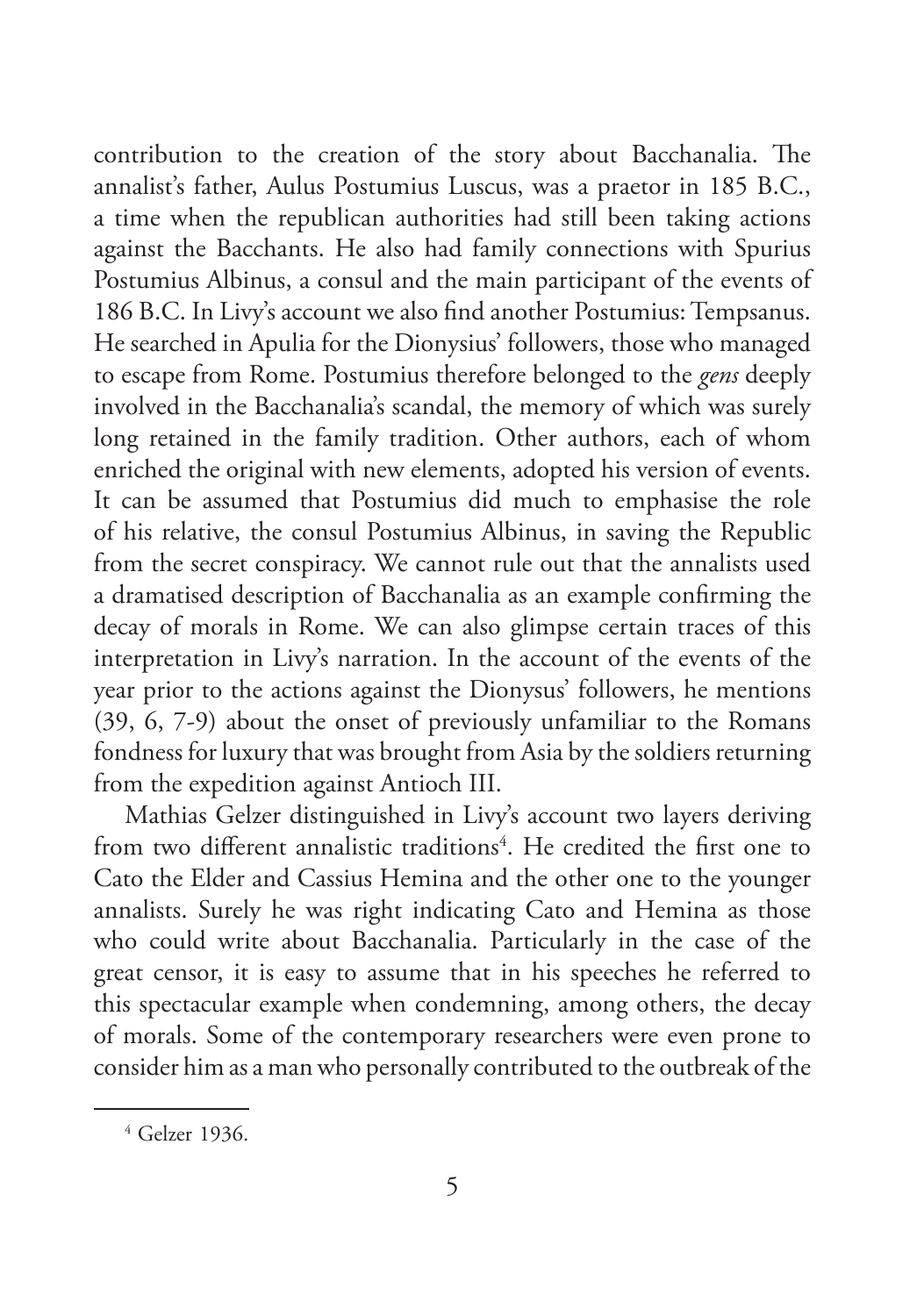contribution to the creation of the story about Bacchanalia. The annalist's father, Aulus Postumius Luscus, was a praetor in 185 B.C., a time when the republican authorities had still been taking actions against the Bacchants. He also had family connections with Spurius Postumius Albinus, a consul and the main participant of the events of 186 B.C. In Livy's account we also find another Postumius: Tempsanus. He searched in Apulia for the Dionysius' followers, those who managed to escape from Rome. Postumius therefore belonged to the *gens* deeply involved in the Bacchanalia's scandal, the memory of which was surely long retained in the family tradition. Other authors, each of whom enriched the original with new elements, adopted his version of events. It can be assumed that Postumius did much to emphasise the role of his relative, the consul Postumius Albinus, in saving the Republic from the secret conspiracy. We cannot rule out that the annalists used a dramatised description of Bacchanalia as an example confirming the decay of morals in Rome. We can also glimpse certain traces of this interpretation in Livy's narration. In the account of the events of the year prior to the actions against the Dionysus' followers, he mentions (39, 6, 7-9) about the onset of previously unfamiliar to the Romans fondness for luxury that was brought from Asia by the soldiers returning from the expedition against Antioch III.

Mathias Gelzer distinguished in Livy's account two layers deriving from two different annalistic traditions[4]. He credited the first one to Cato the Elder and Cassius Hemina and the other one to the younger annalists. Surely he was right indicating Cato and Hemina as those who could write about Bacchanalia. Particularly in the case of the great censor, it is easy to assume that in his speeches he referred to this spectacular example when condemning, among others, the decay of morals. Some of the contemporary researchers were even prone to consider him as a man who personally contributed to the outbreak of the

---

[4] Gelzer 1936.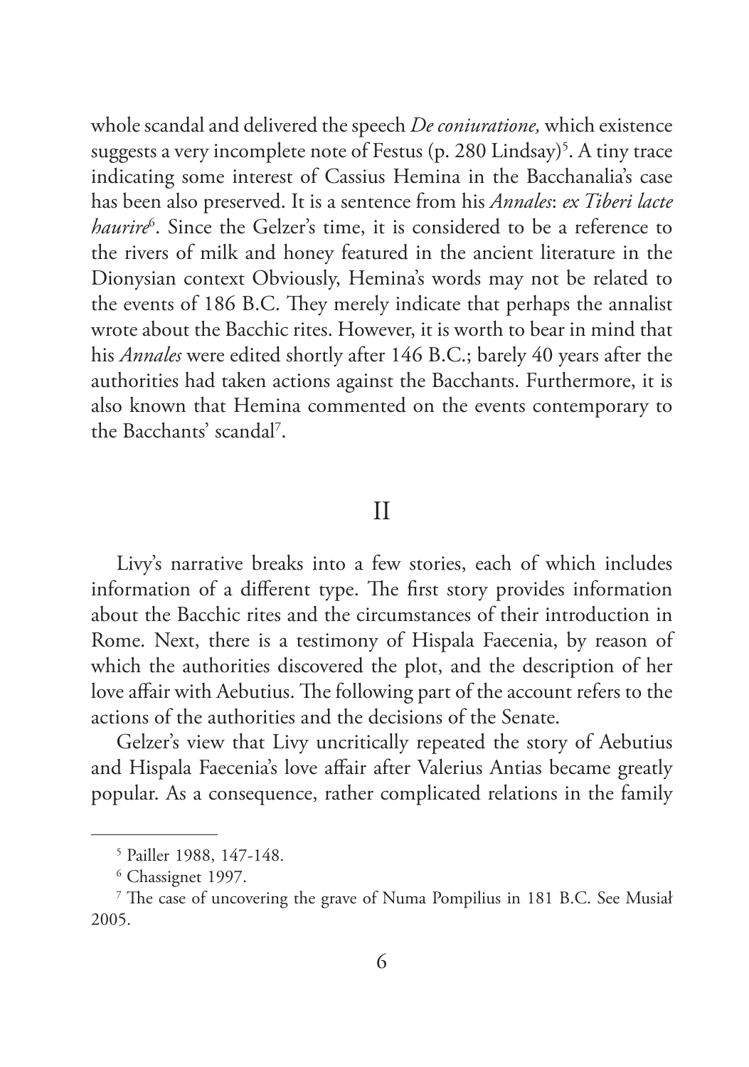whole scandal and delivered the speech *De coniuratione,* which existence suggests a very incomplete note of Festus (p. 280 Lindsay)[5]. A tiny trace indicating some interest of Cassius Hemina in the Bacchanalia's case has been also preserved. It is a sentence from his *Annales*: *ex Tiberi lacte haurire*[6]. Since the Gelzer's time, it is considered to be a reference to the rivers of milk and honey featured in the ancient literature in the Dionysian context Obviously, Hemina's words may not be related to the events of 186 B.C. They merely indicate that perhaps the annalist wrote about the Bacchic rites. However, it is worth to bear in mind that his *Annales* were edited shortly after 146 B.C.; barely 40 years after the authorities had taken actions against the Bacchants. Furthermore, it is also known that Hemina commented on the events contemporary to the Bacchants' scandal[7].

## II

Livy's narrative breaks into a few stories, each of which includes information of a different type. The first story provides information about the Bacchic rites and the circumstances of their introduction in Rome. Next, there is a testimony of Hispala Faecenia, by reason of which the authorities discovered the plot, and the description of her love affair with Aebutius. The following part of the account refers to the actions of the authorities and the decisions of the Senate.

Gelzer's view that Livy uncritically repeated the story of Aebutius and Hispala Faecenia's love affair after Valerius Antias became greatly popular. As a consequence, rather complicated relations in the family

---

[5] Pailler 1988, 147-148.

[6] Chassignet 1997.

[7] The case of uncovering the grave of Numa Pompilius in 181 B.C. See Musiał 2005.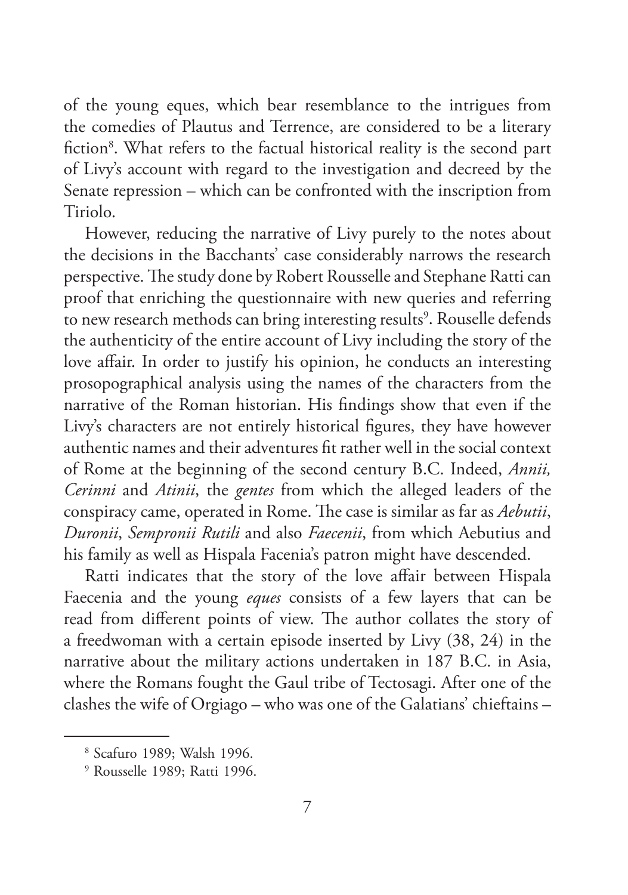of the young eques, which bear resemblance to the intrigues from the comedies of Plautus and Terrence, are considered to be a literary fiction[8]. What refers to the factual historical reality is the second part of Livy's account with regard to the investigation and decreed by the Senate repression – which can be confronted with the inscription from Tiriolo.

However, reducing the narrative of Livy purely to the notes about the decisions in the Bacchants' case considerably narrows the research perspective. The study done by Robert Rousselle and Stephane Ratti can proof that enriching the questionnaire with new queries and referring to new research methods can bring interesting results[9]. Rouselle defends the authenticity of the entire account of Livy including the story of the love affair. In order to justify his opinion, he conducts an interesting prosopographical analysis using the names of the characters from the narrative of the Roman historian. His findings show that even if the Livy's characters are not entirely historical figures, they have however authentic names and their adventures fit rather well in the social context of Rome at the beginning of the second century B.C. Indeed, *Annii, Cerinni* and *Atinii*, the *gentes* from which the alleged leaders of the conspiracy came, operated in Rome. The case is similar as far as *Aebutii*, *Duronii*, *Sempronii Rutili* and also *Faecenii*, from which Aebutius and his family as well as Hispala Facenia's patron might have descended.

Ratti indicates that the story of the love affair between Hispala Faecenia and the young *eques* consists of a few layers that can be read from different points of view. The author collates the story of a freedwoman with a certain episode inserted by Livy (38, 24) in the narrative about the military actions undertaken in 187 B.C. in Asia, where the Romans fought the Gaul tribe of Tectosagi. After one of the clashes the wife of Orgiago – who was one of the Galatians' chieftains –

---

[8] Scafuro 1989; Walsh 1996.

[9] Rousselle 1989; Ratti 1996.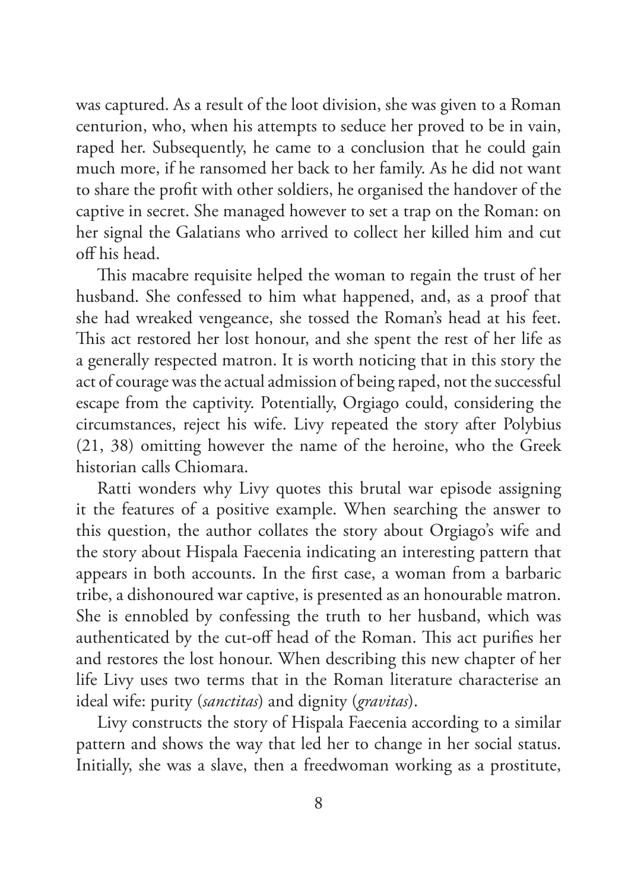was captured. As a result of the loot division, she was given to a Roman centurion, who, when his attempts to seduce her proved to be in vain, raped her. Subsequently, he came to a conclusion that he could gain much more, if he ransomed her back to her family. As he did not want to share the profit with other soldiers, he organised the handover of the captive in secret. She managed however to set a trap on the Roman: on her signal the Galatians who arrived to collect her killed him and cut off his head.

This macabre requisite helped the woman to regain the trust of her husband. She confessed to him what happened, and, as a proof that she had wreaked vengeance, she tossed the Roman's head at his feet. This act restored her lost honour, and she spent the rest of her life as a generally respected matron. It is worth noticing that in this story the act of courage was the actual admission of being raped, not the successful escape from the captivity. Potentially, Orgiago could, considering the circumstances, reject his wife. Livy repeated the story after Polybius (21, 38) omitting however the name of the heroine, who the Greek historian calls Chiomara.

Ratti wonders why Livy quotes this brutal war episode assigning it the features of a positive example. When searching the answer to this question, the author collates the story about Orgiago's wife and the story about Hispala Faecenia indicating an interesting pattern that appears in both accounts. In the first case, a woman from a barbaric tribe, a dishonoured war captive, is presented as an honourable matron. She is ennobled by confessing the truth to her husband, which was authenticated by the cut-off head of the Roman. This act purifies her and restores the lost honour. When describing this new chapter of her life Livy uses two terms that in the Roman literature characterise an ideal wife: purity (*sanctitas*) and dignity (*gravitas*).

Livy constructs the story of Hispala Faecenia according to a similar pattern and shows the way that led her to change in her social status. Initially, she was a slave, then a freedwoman working as a prostitute,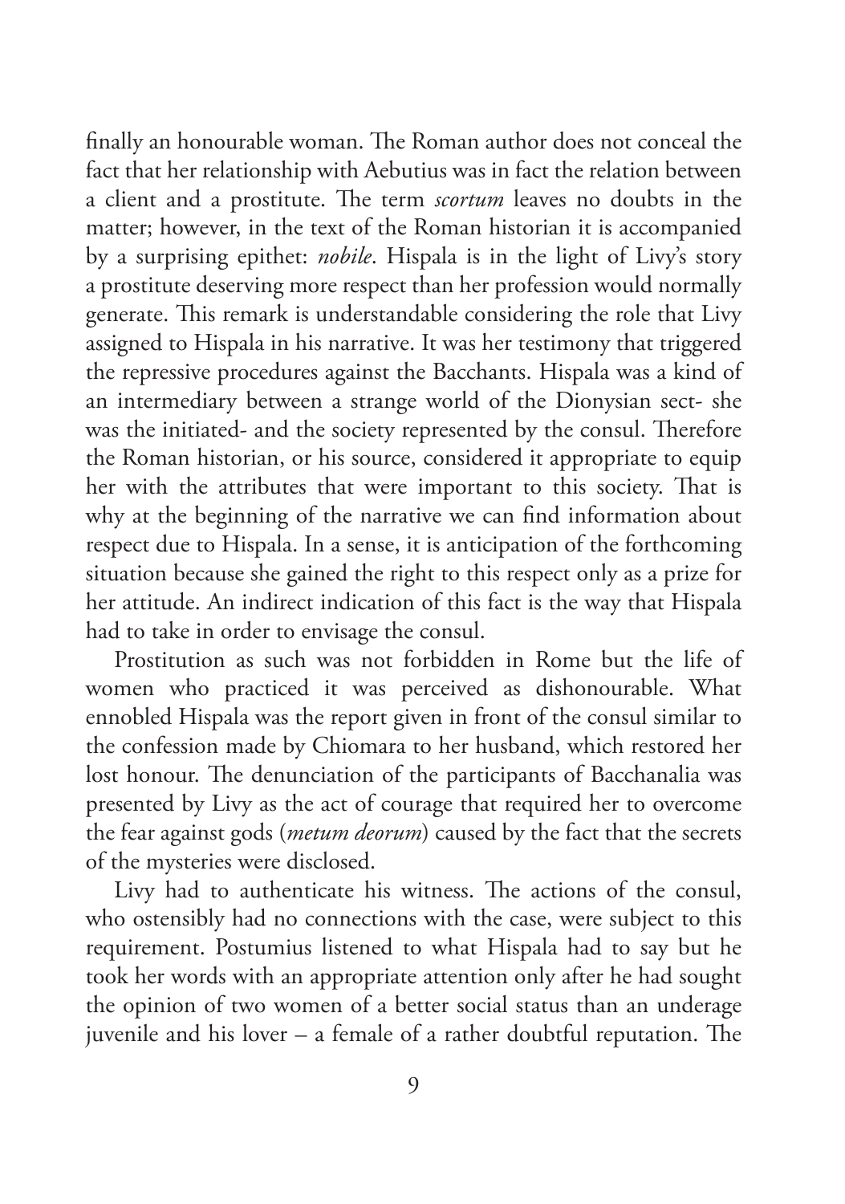finally an honourable woman. The Roman author does not conceal the fact that her relationship with Aebutius was in fact the relation between a client and a prostitute. The term *scortum* leaves no doubts in the matter; however, in the text of the Roman historian it is accompanied by a surprising epithet: *nobile*. Hispala is in the light of Livy's story a prostitute deserving more respect than her profession would normally generate. This remark is understandable considering the role that Livy assigned to Hispala in his narrative. It was her testimony that triggered the repressive procedures against the Bacchants. Hispala was a kind of an intermediary between a strange world of the Dionysian sect- she was the initiated- and the society represented by the consul. Therefore the Roman historian, or his source, considered it appropriate to equip her with the attributes that were important to this society. That is why at the beginning of the narrative we can find information about respect due to Hispala. In a sense, it is anticipation of the forthcoming situation because she gained the right to this respect only as a prize for her attitude. An indirect indication of this fact is the way that Hispala had to take in order to envisage the consul.

Prostitution as such was not forbidden in Rome but the life of women who practiced it was perceived as dishonourable. What ennobled Hispala was the report given in front of the consul similar to the confession made by Chiomara to her husband, which restored her lost honour. The denunciation of the participants of Bacchanalia was presented by Livy as the act of courage that required her to overcome the fear against gods (*metum deorum*) caused by the fact that the secrets of the mysteries were disclosed.

Livy had to authenticate his witness. The actions of the consul, who ostensibly had no connections with the case, were subject to this requirement. Postumius listened to what Hispala had to say but he took her words with an appropriate attention only after he had sought the opinion of two women of a better social status than an underage juvenile and his lover – a female of a rather doubtful reputation. The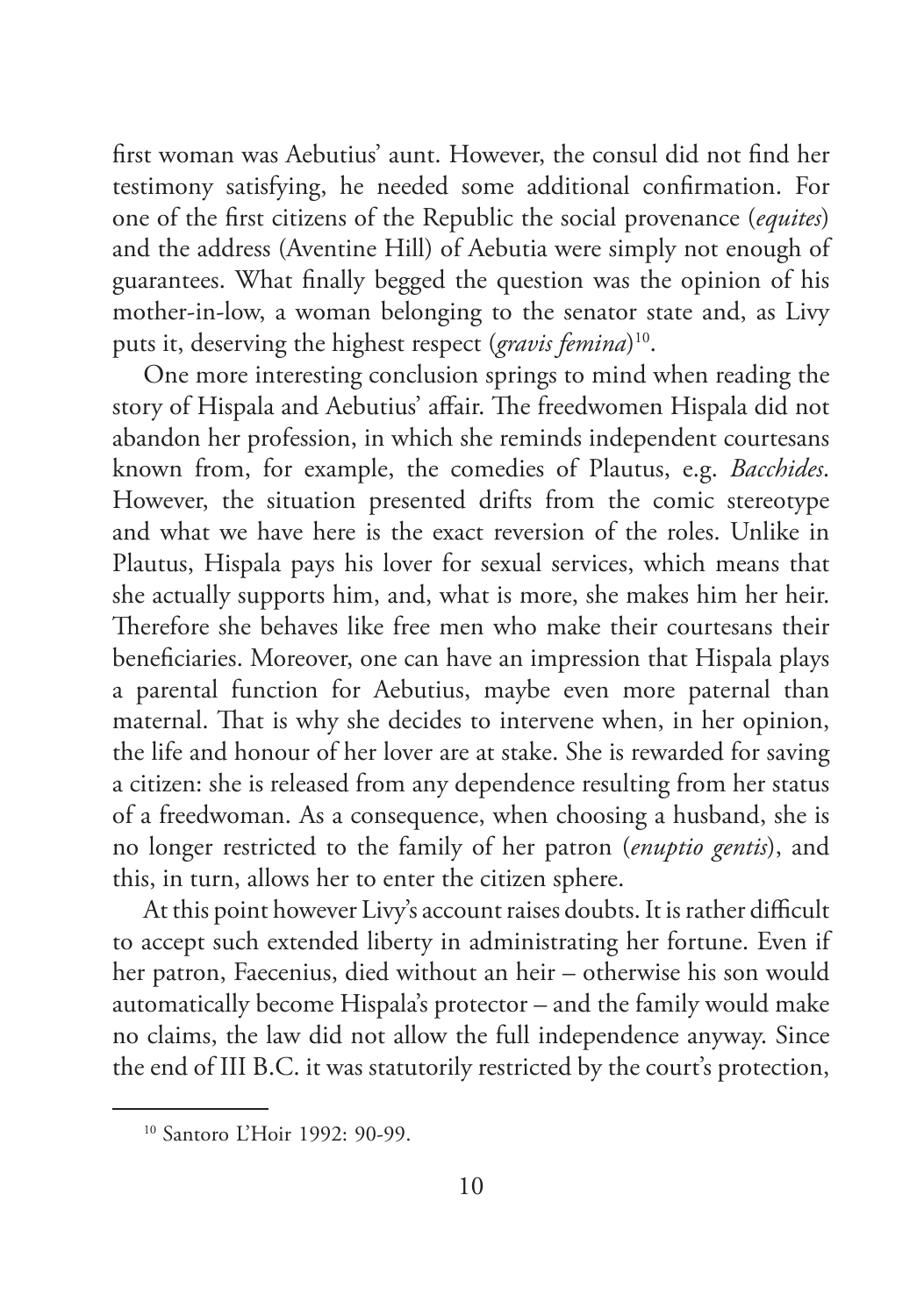first woman was Aebutius' aunt. However, the consul did not find her testimony satisfying, he needed some additional confirmation. For one of the first citizens of the Republic the social provenance (*equites*) and the address (Aventine Hill) of Aebutia were simply not enough of guarantees. What finally begged the question was the opinion of his mother-in-low, a woman belonging to the senator state and, as Livy puts it, deserving the highest respect (*gravis femina*)[10].

One more interesting conclusion springs to mind when reading the story of Hispala and Aebutius' affair. The freedwomen Hispala did not abandon her profession, in which she reminds independent courtesans known from, for example, the comedies of Plautus, e.g. *Bacchides*. However, the situation presented drifts from the comic stereotype and what we have here is the exact reversion of the roles. Unlike in Plautus, Hispala pays his lover for sexual services, which means that she actually supports him, and, what is more, she makes him her heir. Therefore she behaves like free men who make their courtesans their beneficiaries. Moreover, one can have an impression that Hispala plays a parental function for Aebutius, maybe even more paternal than maternal. That is why she decides to intervene when, in her opinion, the life and honour of her lover are at stake. She is rewarded for saving a citizen: she is released from any dependence resulting from her status of a freedwoman. As a consequence, when choosing a husband, she is no longer restricted to the family of her patron (*enuptio gentis*), and this, in turn, allows her to enter the citizen sphere.

At this point however Livy's account raises doubts. It is rather difficult to accept such extended liberty in administrating her fortune. Even if her patron, Faecenius, died without an heir – otherwise his son would automatically become Hispala's protector – and the family would make no claims, the law did not allow the full independence anyway. Since the end of III B.C. it was statutorily restricted by the court's protection,

---

[10] Santoro L'Hoir 1992: 90-99.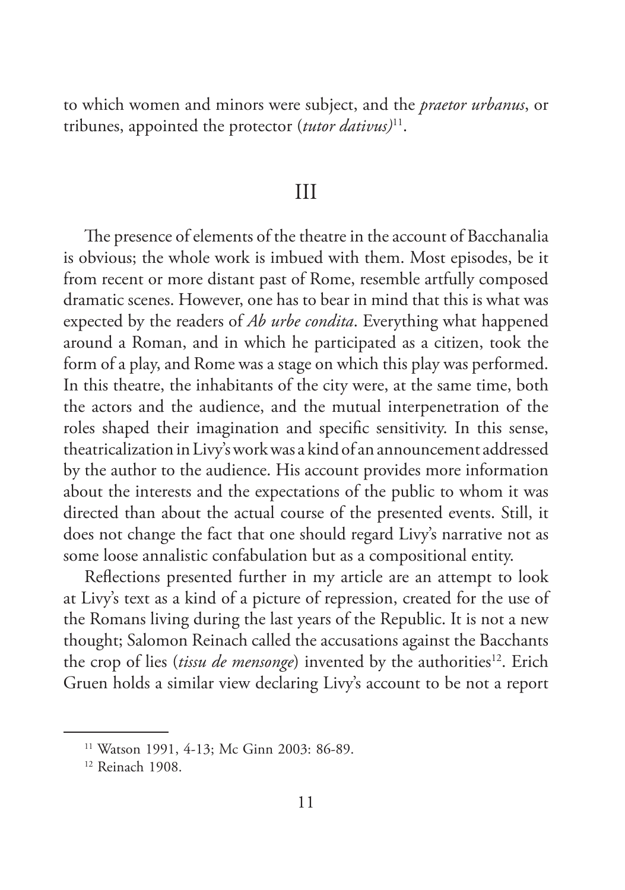to which women and minors were subject, and the *praetor urbanus*, or tribunes, appointed the protector (*tutor dativus)*[11].

## III

The presence of elements of the theatre in the account of Bacchanalia is obvious; the whole work is imbued with them. Most episodes, be it from recent or more distant past of Rome, resemble artfully composed dramatic scenes. However, one has to bear in mind that this is what was expected by the readers of *Ab urbe condita*. Everything what happened around a Roman, and in which he participated as a citizen, took the form of a play, and Rome was a stage on which this play was performed. In this theatre, the inhabitants of the city were, at the same time, both the actors and the audience, and the mutual interpenetration of the roles shaped their imagination and specific sensitivity. In this sense, theatricalization in Livy's work was a kind of an announcement addressed by the author to the audience. His account provides more information about the interests and the expectations of the public to whom it was directed than about the actual course of the presented events. Still, it does not change the fact that one should regard Livy's narrative not as some loose annalistic confabulation but as a compositional entity.

Reflections presented further in my article are an attempt to look at Livy's text as a kind of a picture of repression, created for the use of the Romans living during the last years of the Republic. It is not a new thought; Salomon Reinach called the accusations against the Bacchants the crop of lies (*tissu de mensonge*) invented by the authorities[12]. Erich Gruen holds a similar view declaring Livy's account to be not a report

---

[11] Watson 1991, 4-13; Mc Ginn 2003: 86-89.

[12] Reinach 1908.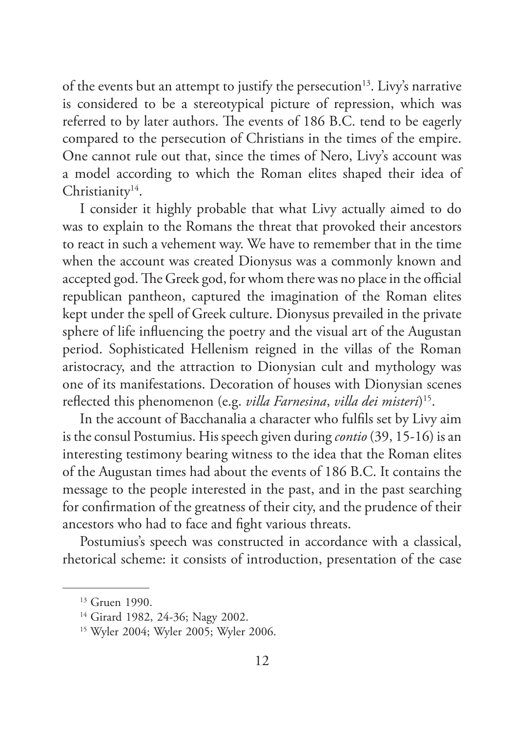of the events but an attempt to justify the persecution[13]. Livy's narrative is considered to be a stereotypical picture of repression, which was referred to by later authors. The events of 186 B.C. tend to be eagerly compared to the persecution of Christians in the times of the empire. One cannot rule out that, since the times of Nero, Livy's account was a model according to which the Roman elites shaped their idea of Christianity[14].

I consider it highly probable that what Livy actually aimed to do was to explain to the Romans the threat that provoked their ancestors to react in such a vehement way. We have to remember that in the time when the account was created Dionysus was a commonly known and accepted god. The Greek god, for whom there was no place in the official republican pantheon, captured the imagination of the Roman elites kept under the spell of Greek culture. Dionysus prevailed in the private sphere of life influencing the poetry and the visual art of the Augustan period. Sophisticated Hellenism reigned in the villas of the Roman aristocracy, and the attraction to Dionysian cult and mythology was one of its manifestations. Decoration of houses with Dionysian scenes reflected this phenomenon (e.g. *villa Farnesina*, *villa dei misteri*)[15].

In the account of Bacchanalia a character who fulfils set by Livy aim is the consul Postumius. His speech given during *contio* (39, 15-16) is an interesting testimony bearing witness to the idea that the Roman elites of the Augustan times had about the events of 186 B.C. It contains the message to the people interested in the past, and in the past searching for confirmation of the greatness of their city, and the prudence of their ancestors who had to face and fight various threats.

Postumius's speech was constructed in accordance with a classical, rhetorical scheme: it consists of introduction, presentation of the case

---

[13] Gruen 1990.

[14] Girard 1982, 24-36; Nagy 2002.

[15] Wyler 2004; Wyler 2005; Wyler 2006.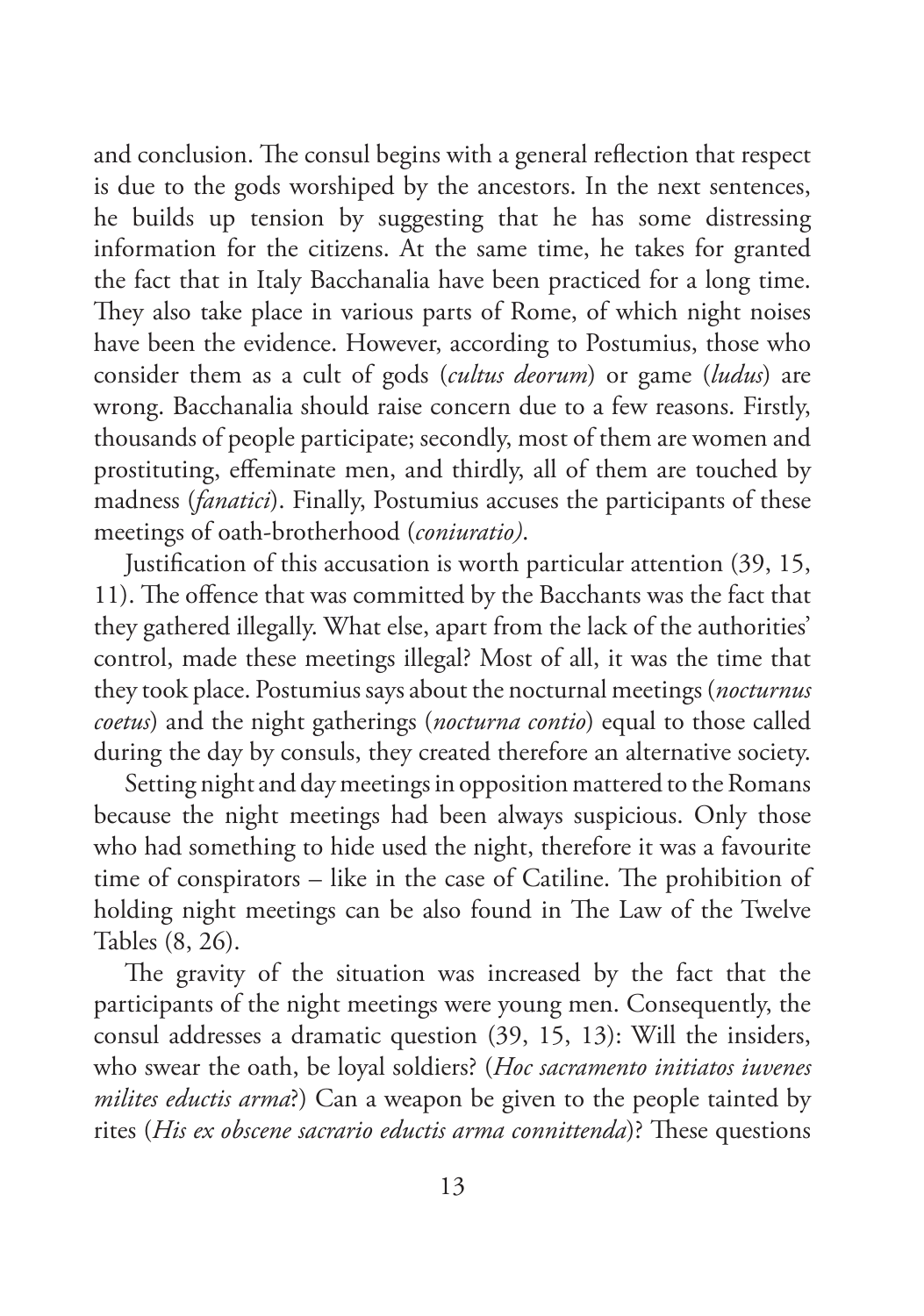and conclusion. The consul begins with a general reflection that respect is due to the gods worshiped by the ancestors. In the next sentences, he builds up tension by suggesting that he has some distressing information for the citizens. At the same time, he takes for granted the fact that in Italy Bacchanalia have been practiced for a long time. They also take place in various parts of Rome, of which night noises have been the evidence. However, according to Postumius, those who consider them as a cult of gods (*cultus deorum*) or game (*ludus*) are wrong. Bacchanalia should raise concern due to a few reasons. Firstly, thousands of people participate; secondly, most of them are women and prostituting, effeminate men, and thirdly, all of them are touched by madness (*fanatici*). Finally, Postumius accuses the participants of these meetings of oath-brotherhood (*coniuratio)*.

Justification of this accusation is worth particular attention (39, 15, 11). The offence that was committed by the Bacchants was the fact that they gathered illegally. What else, apart from the lack of the authorities' control, made these meetings illegal? Most of all, it was the time that they took place. Postumius says about the nocturnal meetings (*nocturnus coetus*) and the night gatherings (*nocturna contio*) equal to those called during the day by consuls, they created therefore an alternative society.

Setting night and day meetings in opposition mattered to the Romans because the night meetings had been always suspicious. Only those who had something to hide used the night, therefore it was a favourite time of conspirators – like in the case of Catiline. The prohibition of holding night meetings can be also found in The Law of the Twelve Tables (8, 26).

The gravity of the situation was increased by the fact that the participants of the night meetings were young men. Consequently, the consul addresses a dramatic question (39, 15, 13): Will the insiders, who swear the oath, be loyal soldiers? (*Hoc sacramento initiatos iuvenes milites eductis arma*?) Can a weapon be given to the people tainted by rites (*His ex obscene sacrario eductis arma connittenda*)? These questions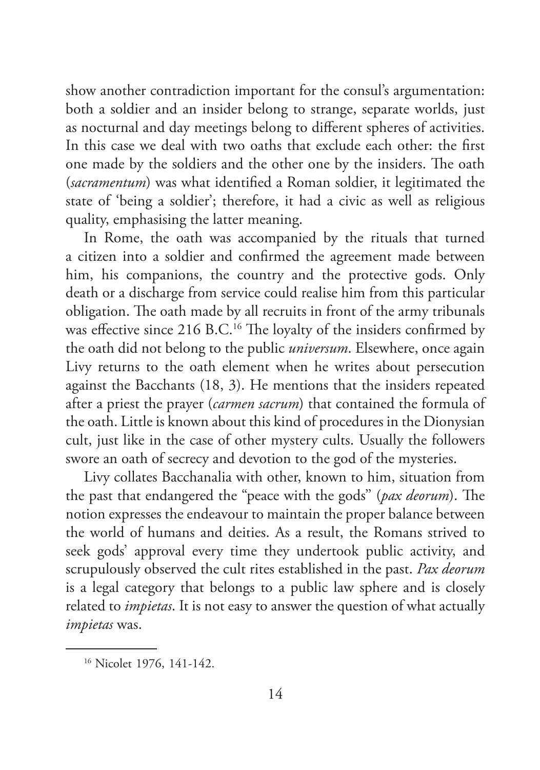show another contradiction important for the consul's argumentation: both a soldier and an insider belong to strange, separate worlds, just as nocturnal and day meetings belong to different spheres of activities. In this case we deal with two oaths that exclude each other: the first one made by the soldiers and the other one by the insiders. The oath (*sacramentum*) was what identified a Roman soldier, it legitimated the state of 'being a soldier'; therefore, it had a civic as well as religious quality, emphasising the latter meaning.

In Rome, the oath was accompanied by the rituals that turned a citizen into a soldier and confirmed the agreement made between him, his companions, the country and the protective gods. Only death or a discharge from service could realise him from this particular obligation. The oath made by all recruits in front of the army tribunals was effective since 216 B.C.[16] The loyalty of the insiders confirmed by the oath did not belong to the public *universum*. Elsewhere, once again Livy returns to the oath element when he writes about persecution against the Bacchants (18, 3). He mentions that the insiders repeated after a priest the prayer (*carmen sacrum*) that contained the formula of the oath. Little is known about this kind of procedures in the Dionysian cult, just like in the case of other mystery cults. Usually the followers swore an oath of secrecy and devotion to the god of the mysteries.

Livy collates Bacchanalia with other, known to him, situation from the past that endangered the "peace with the gods" (*pax deorum*). The notion expresses the endeavour to maintain the proper balance between the world of humans and deities. As a result, the Romans strived to seek gods' approval every time they undertook public activity, and scrupulously observed the cult rites established in the past. *Pax deorum* is a legal category that belongs to a public law sphere and is closely related to *impietas*. It is not easy to answer the question of what actually *impietas* was.

---

[16] Nicolet 1976, 141-142.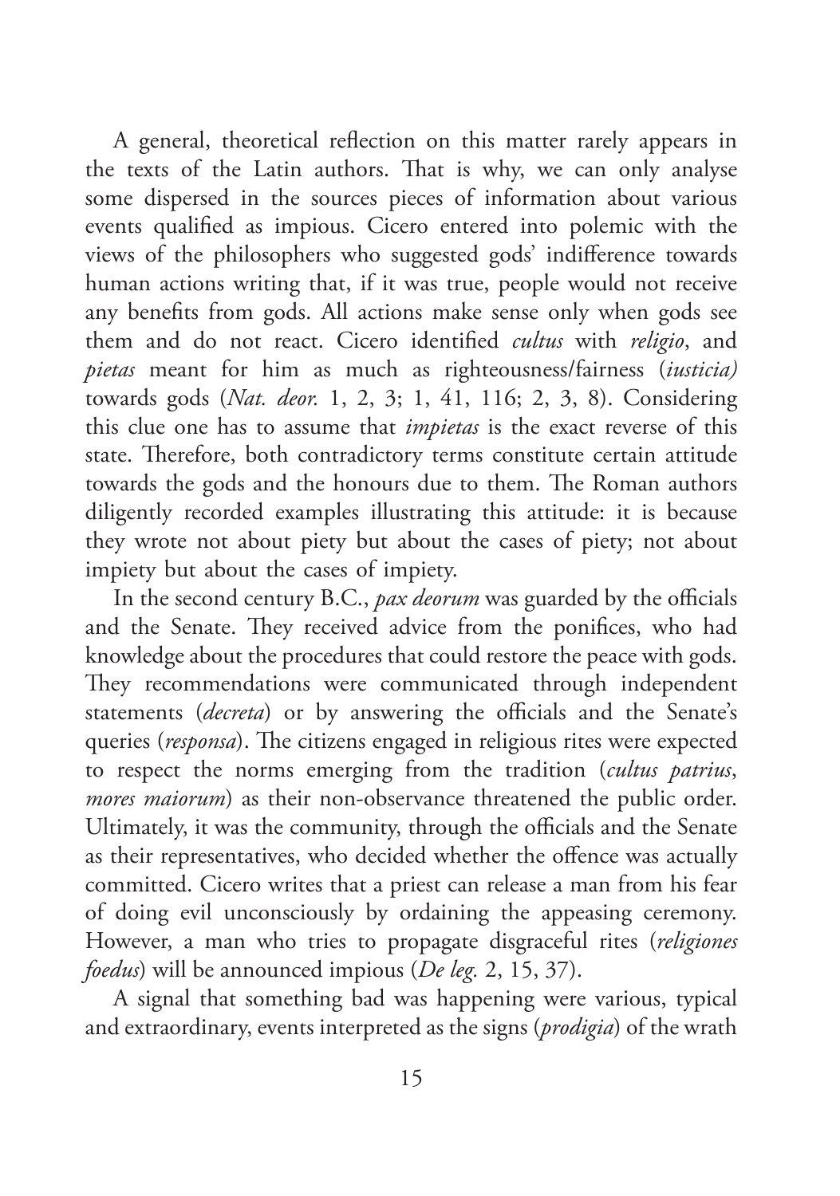A general, theoretical reflection on this matter rarely appears in the texts of the Latin authors. That is why, we can only analyse some dispersed in the sources pieces of information about various events qualified as impious. Cicero entered into polemic with the views of the philosophers who suggested gods' indifference towards human actions writing that, if it was true, people would not receive any benefits from gods. All actions make sense only when gods see them and do not react. Cicero identified *cultus* with *religio*, and *pietas* meant for him as much as righteousness/fairness (*iusticia)* towards gods (*Nat. deor.* 1, 2, 3; 1, 41, 116; 2, 3, 8). Considering this clue one has to assume that *impietas* is the exact reverse of this state. Therefore, both contradictory terms constitute certain attitude towards the gods and the honours due to them. The Roman authors diligently recorded examples illustrating this attitude: it is because they wrote not about piety but about the cases of piety; not about impiety but about the cases of impiety.

In the second century B.C., *pax deorum* was guarded by the officials and the Senate. They received advice from the ponifices, who had knowledge about the procedures that could restore the peace with gods. They recommendations were communicated through independent statements (*decreta*) or by answering the officials and the Senate's queries (*responsa*). The citizens engaged in religious rites were expected to respect the norms emerging from the tradition (*cultus patrius*, *mores maiorum*) as their non-observance threatened the public order. Ultimately, it was the community, through the officials and the Senate as their representatives, who decided whether the offence was actually committed. Cicero writes that a priest can release a man from his fear of doing evil unconsciously by ordaining the appeasing ceremony. However, a man who tries to propagate disgraceful rites (*religiones foedus*) will be announced impious (*De leg.* 2, 15, 37).

A signal that something bad was happening were various, typical and extraordinary, events interpreted as the signs (*prodigia*) of the wrath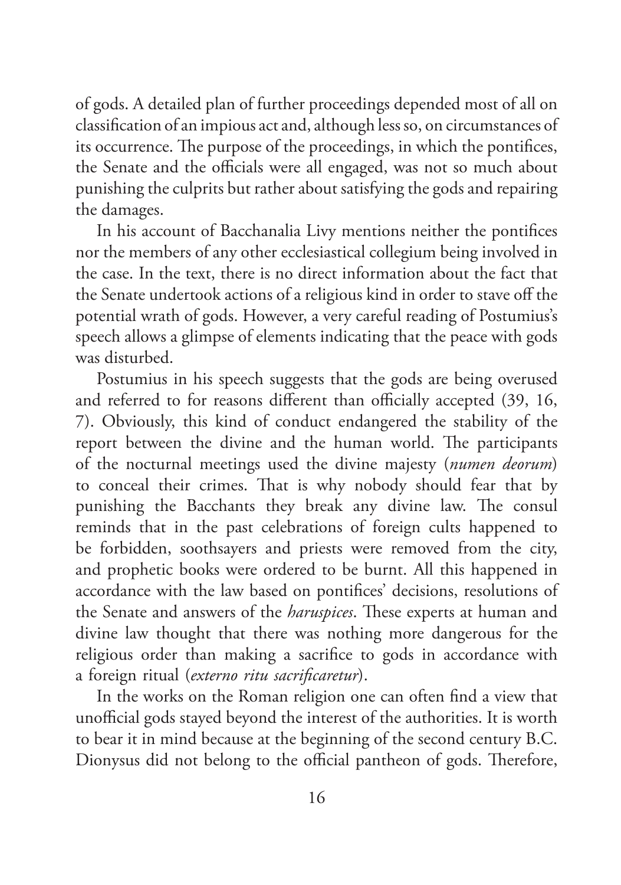of gods. A detailed plan of further proceedings depended most of all on classification of an impious act and, although less so, on circumstances of its occurrence. The purpose of the proceedings, in which the pontifices, the Senate and the officials were all engaged, was not so much about punishing the culprits but rather about satisfying the gods and repairing the damages.

In his account of Bacchanalia Livy mentions neither the pontifices nor the members of any other ecclesiastical collegium being involved in the case. In the text, there is no direct information about the fact that the Senate undertook actions of a religious kind in order to stave off the potential wrath of gods. However, a very careful reading of Postumius's speech allows a glimpse of elements indicating that the peace with gods was disturbed.

Postumius in his speech suggests that the gods are being overused and referred to for reasons different than officially accepted (39, 16, 7). Obviously, this kind of conduct endangered the stability of the report between the divine and the human world. The participants of the nocturnal meetings used the divine majesty (*numen deorum*) to conceal their crimes. That is why nobody should fear that by punishing the Bacchants they break any divine law. The consul reminds that in the past celebrations of foreign cults happened to be forbidden, soothsayers and priests were removed from the city, and prophetic books were ordered to be burnt. All this happened in accordance with the law based on pontifices' decisions, resolutions of the Senate and answers of the *haruspices*. These experts at human and divine law thought that there was nothing more dangerous for the religious order than making a sacrifice to gods in accordance with a foreign ritual (*externo ritu sacrificaretur*).

In the works on the Roman religion one can often find a view that unofficial gods stayed beyond the interest of the authorities. It is worth to bear it in mind because at the beginning of the second century B.C. Dionysus did not belong to the official pantheon of gods. Therefore,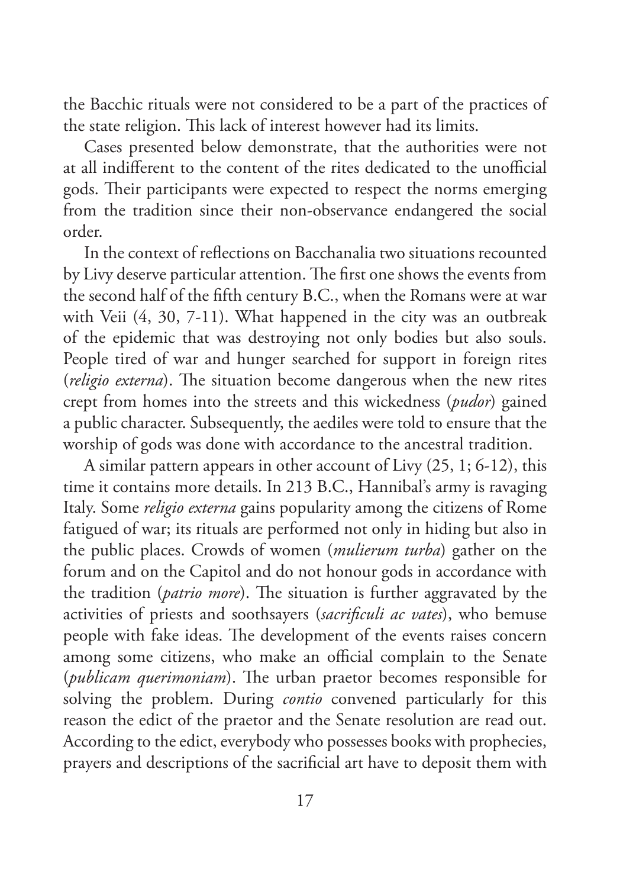the Bacchic rituals were not considered to be a part of the practices of the state religion. This lack of interest however had its limits.

Cases presented below demonstrate, that the authorities were not at all indifferent to the content of the rites dedicated to the unofficial gods. Their participants were expected to respect the norms emerging from the tradition since their non-observance endangered the social order.

In the context of reflections on Bacchanalia two situations recounted by Livy deserve particular attention. The first one shows the events from the second half of the fifth century B.C., when the Romans were at war with Veii (4, 30, 7-11). What happened in the city was an outbreak of the epidemic that was destroying not only bodies but also souls. People tired of war and hunger searched for support in foreign rites (*religio externa*). The situation become dangerous when the new rites crept from homes into the streets and this wickedness (*pudor*) gained a public character. Subsequently, the aediles were told to ensure that the worship of gods was done with accordance to the ancestral tradition.

A similar pattern appears in other account of Livy (25, 1; 6-12), this time it contains more details. In 213 B.C., Hannibal's army is ravaging Italy. Some *religio externa* gains popularity among the citizens of Rome fatigued of war; its rituals are performed not only in hiding but also in the public places. Crowds of women (*mulierum turba*) gather on the forum and on the Capitol and do not honour gods in accordance with the tradition (*patrio more*). The situation is further aggravated by the activities of priests and soothsayers (*sacrificuli ac vates*), who bemuse people with fake ideas. The development of the events raises concern among some citizens, who make an official complain to the Senate (*publicam querimoniam*). The urban praetor becomes responsible for solving the problem. During *contio* convened particularly for this reason the edict of the praetor and the Senate resolution are read out. According to the edict, everybody who possesses books with prophecies, prayers and descriptions of the sacrificial art have to deposit them with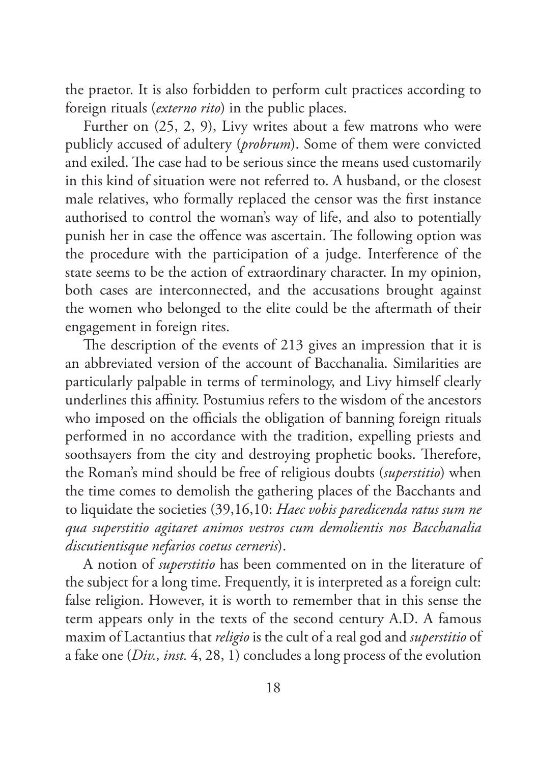the praetor. It is also forbidden to perform cult practices according to foreign rituals (*externo rito*) in the public places.

Further on (25, 2, 9), Livy writes about a few matrons who were publicly accused of adultery (*probrum*). Some of them were convicted and exiled. The case had to be serious since the means used customarily in this kind of situation were not referred to. A husband, or the closest male relatives, who formally replaced the censor was the first instance authorised to control the woman's way of life, and also to potentially punish her in case the offence was ascertain. The following option was the procedure with the participation of a judge. Interference of the state seems to be the action of extraordinary character. In my opinion, both cases are interconnected, and the accusations brought against the women who belonged to the elite could be the aftermath of their engagement in foreign rites.

The description of the events of 213 gives an impression that it is an abbreviated version of the account of Bacchanalia. Similarities are particularly palpable in terms of terminology, and Livy himself clearly underlines this affinity. Postumius refers to the wisdom of the ancestors who imposed on the officials the obligation of banning foreign rituals performed in no accordance with the tradition, expelling priests and soothsayers from the city and destroying prophetic books. Therefore, the Roman's mind should be free of religious doubts (*superstitio*) when the time comes to demolish the gathering places of the Bacchants and to liquidate the societies (39,16,10: *Haec vobis paredicenda ratus sum ne qua superstitio agitaret animos vestros cum demolientis nos Bacchanalia discutientisque nefarios coetus cerneris*).

A notion of *superstitio* has been commented on in the literature of the subject for a long time. Frequently, it is interpreted as a foreign cult: false religion. However, it is worth to remember that in this sense the term appears only in the texts of the second century A.D. A famous maxim of Lactantius that *religio* is the cult of a real god and *superstitio* of a fake one (*Div., inst.* 4, 28, 1) concludes a long process of the evolution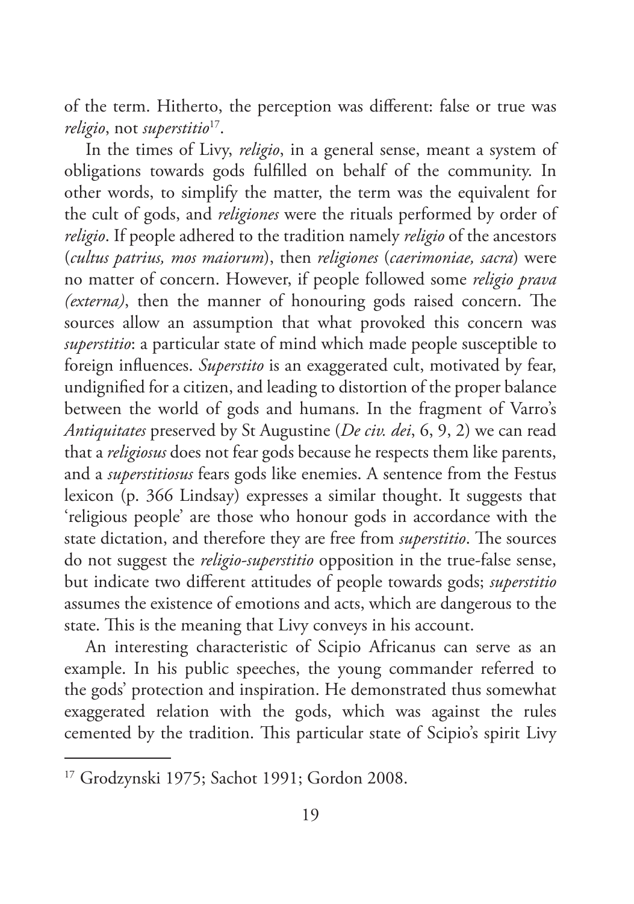of the term. Hitherto, the perception was different: false or true was *religio*, not *superstitio*[17].

In the times of Livy, *religio*, in a general sense, meant a system of obligations towards gods fulfilled on behalf of the community. In other words, to simplify the matter, the term was the equivalent for the cult of gods, and *religiones* were the rituals performed by order of *religio*. If people adhered to the tradition namely *religio* of the ancestors (*cultus patrius, mos maiorum*), then *religiones* (*caerimoniae, sacra*) were no matter of concern. However, if people followed some *religio prava (externa)*, then the manner of honouring gods raised concern. The sources allow an assumption that what provoked this concern was *superstitio*: a particular state of mind which made people susceptible to foreign influences. *Superstito* is an exaggerated cult, motivated by fear, undignified for a citizen, and leading to distortion of the proper balance between the world of gods and humans. In the fragment of Varro's *Antiquitates* preserved by St Augustine (*De civ. dei*, 6, 9, 2) we can read that a *religiosus* does not fear gods because he respects them like parents, and a *superstitiosus* fears gods like enemies. A sentence from the Festus lexicon (p. 366 Lindsay) expresses a similar thought. It suggests that 'religious people' are those who honour gods in accordance with the state dictation, and therefore they are free from *superstitio*. The sources do not suggest the *religio-superstitio* opposition in the true-false sense, but indicate two different attitudes of people towards gods; *superstitio* assumes the existence of emotions and acts, which are dangerous to the state. This is the meaning that Livy conveys in his account.

An interesting characteristic of Scipio Africanus can serve as an example. In his public speeches, the young commander referred to the gods' protection and inspiration. He demonstrated thus somewhat exaggerated relation with the gods, which was against the rules cemented by the tradition. This particular state of Scipio's spirit Livy

---

[17] Grodzynski 1975; Sachot 1991; Gordon 2008.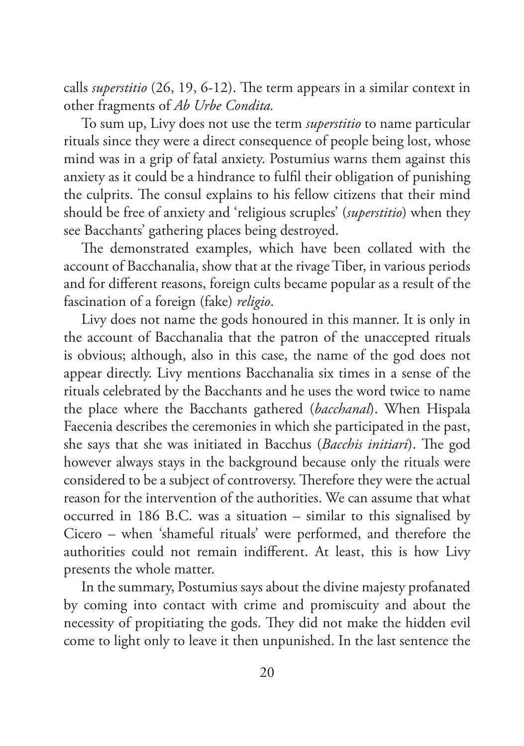calls *superstitio* (26, 19, 6-12). The term appears in a similar context in other fragments of *Ab Urbe Condita.*

To sum up, Livy does not use the term *superstitio* to name particular rituals since they were a direct consequence of people being lost, whose mind was in a grip of fatal anxiety. Postumius warns them against this anxiety as it could be a hindrance to fulfil their obligation of punishing the culprits. The consul explains to his fellow citizens that their mind should be free of anxiety and 'religious scruples' (*superstitio*) when they see Bacchants' gathering places being destroyed.

The demonstrated examples, which have been collated with the account of Bacchanalia, show that at the rivage Tiber, in various periods and for different reasons, foreign cults became popular as a result of the fascination of a foreign (fake) *religio*.

Livy does not name the gods honoured in this manner. It is only in the account of Bacchanalia that the patron of the unaccepted rituals is obvious; although, also in this case, the name of the god does not appear directly. Livy mentions Bacchanalia six times in a sense of the rituals celebrated by the Bacchants and he uses the word twice to name the place where the Bacchants gathered (*bacchanal*). When Hispala Faecenia describes the ceremonies in which she participated in the past, she says that she was initiated in Bacchus (*Bacchis initiari*). The god however always stays in the background because only the rituals were considered to be a subject of controversy. Therefore they were the actual reason for the intervention of the authorities. We can assume that what occurred in 186 B.C. was a situation – similar to this signalised by Cicero – when 'shameful rituals' were performed, and therefore the authorities could not remain indifferent. At least, this is how Livy presents the whole matter.

In the summary, Postumius says about the divine majesty profanated by coming into contact with crime and promiscuity and about the necessity of propitiating the gods. They did not make the hidden evil come to light only to leave it then unpunished. In the last sentence the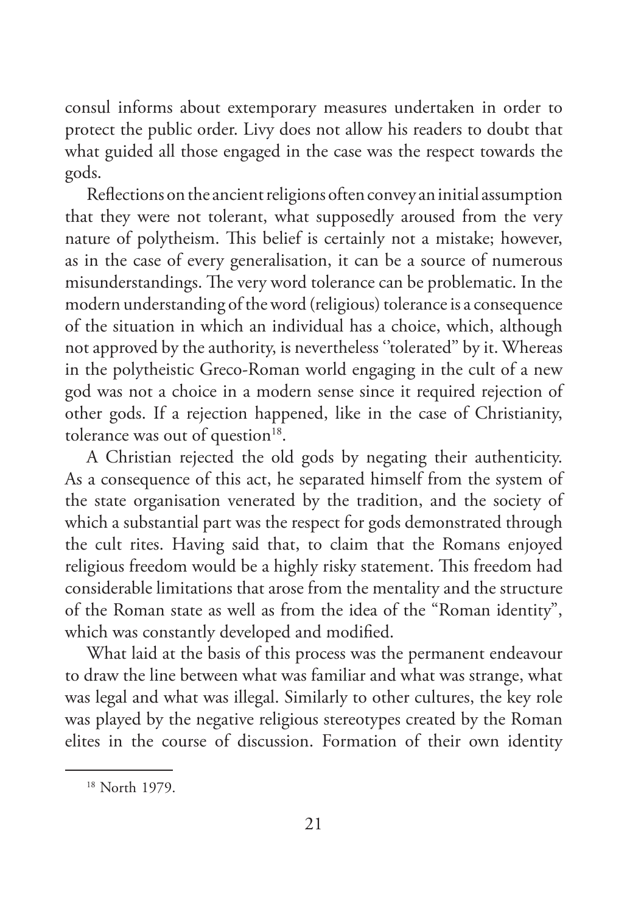consul informs about extemporary measures undertaken in order to protect the public order. Livy does not allow his readers to doubt that what guided all those engaged in the case was the respect towards the gods.

Reflections on the ancient religions often convey an initial assumption that they were not tolerant, what supposedly aroused from the very nature of polytheism. This belief is certainly not a mistake; however, as in the case of every generalisation, it can be a source of numerous misunderstandings. The very word tolerance can be problematic. In the modern understanding of the word (religious) tolerance is a consequence of the situation in which an individual has a choice, which, although not approved by the authority, is nevertheless ''tolerated" by it. Whereas in the polytheistic Greco-Roman world engaging in the cult of a new god was not a choice in a modern sense since it required rejection of other gods. If a rejection happened, like in the case of Christianity, tolerance was out of question[18].

A Christian rejected the old gods by negating their authenticity. As a consequence of this act, he separated himself from the system of the state organisation venerated by the tradition, and the society of which a substantial part was the respect for gods demonstrated through the cult rites. Having said that, to claim that the Romans enjoyed religious freedom would be a highly risky statement. This freedom had considerable limitations that arose from the mentality and the structure of the Roman state as well as from the idea of the "Roman identity", which was constantly developed and modified.

What laid at the basis of this process was the permanent endeavour to draw the line between what was familiar and what was strange, what was legal and what was illegal. Similarly to other cultures, the key role was played by the negative religious stereotypes created by the Roman elites in the course of discussion. Formation of their own identity

---

[18] North 1979.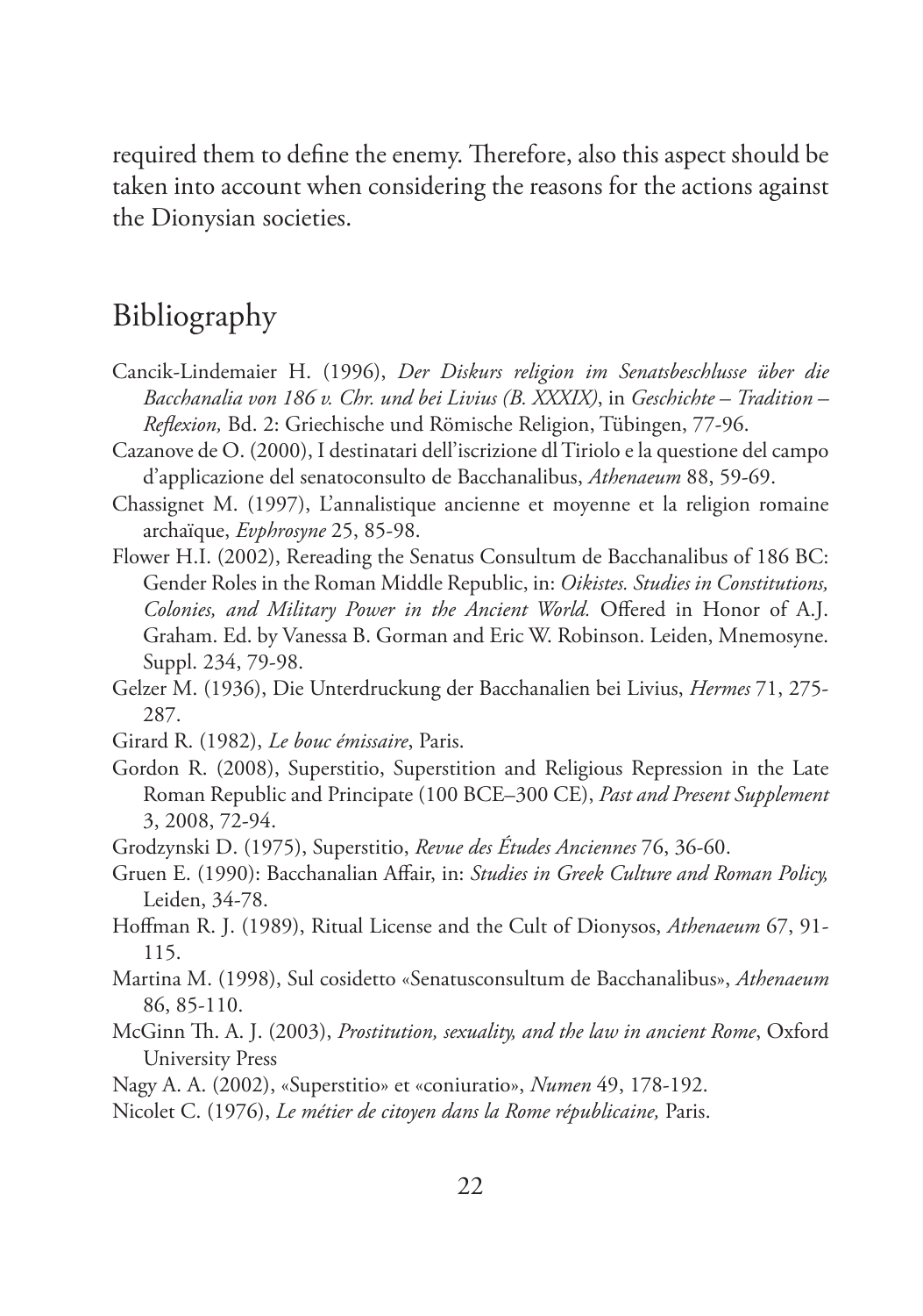required them to define the enemy. Therefore, also this aspect should be taken into account when considering the reasons for the actions against the Dionysian societies.

## Bibliography

Cancik-Lindemaier H. (1996), *Der Diskurs religion im Senatsbeschlusse über die Bacchanalia von 186 v. Chr. und bei Livius (B. XXXIX)*, in *Geschichte – Tradition – Reflexion,* Bd. 2: Griechische und Römische Religion, Tübingen, 77-96.

Cazanove de O. (2000), I destinatari dell'iscrizione dl Tiriolo e la questione del campo d'applicazione del senatoconsulto de Bacchanalibus, *Athenaeum* 88, 59-69.

Chassignet M. (1997), L'annalistique ancienne et moyenne et la religion romaine archaïque, *Evphrosyne* 25, 85-98.

Flower H.I. (2002), Rereading the Senatus Consultum de Bacchanalibus of 186 BC: Gender Roles in the Roman Middle Republic, in: *Oikistes. Studies in Constitutions, Colonies, and Military Power in the Ancient World.* Offered in Honor of A.J. Graham. Ed. by Vanessa B. Gorman and Eric W. Robinson. Leiden, Mnemosyne. Suppl. 234, 79-98.

Gelzer M. (1936), Die Unterdruckung der Bacchanalien bei Livius, *Hermes* 71, 275-287.

Girard R. (1982), *Le bouc émissaire*, Paris.

Gordon R. (2008), Superstitio, Superstition and Religious Repression in the Late Roman Republic and Principate (100 BCE–300 CE), *Past and Present Supplement* 3, 2008, 72-94.

Grodzynski D. (1975), Superstitio, *Revue des Études Anciennes* 76, 36-60.

Gruen E. (1990): Bacchanalian Affair, in: *Studies in Greek Culture and Roman Policy,* Leiden, 34-78.

Hoffman R. J. (1989), Ritual License and the Cult of Dionysos, *Athenaeum* 67, 91-115.

Martina M. (1998), Sul cosidetto «Senatusconsultum de Bacchanalibus», *Athenaeum* 86, 85-110.

McGinn Th. A. J. (2003), *Prostitution, sexuality, and the law in ancient Rome*, Oxford University Press

Nagy A. A. (2002), «Superstitio» et «coniuratio», *Numen* 49, 178-192.

Nicolet C. (1976), *Le métier de citoyen dans la Rome républicaine,* Paris.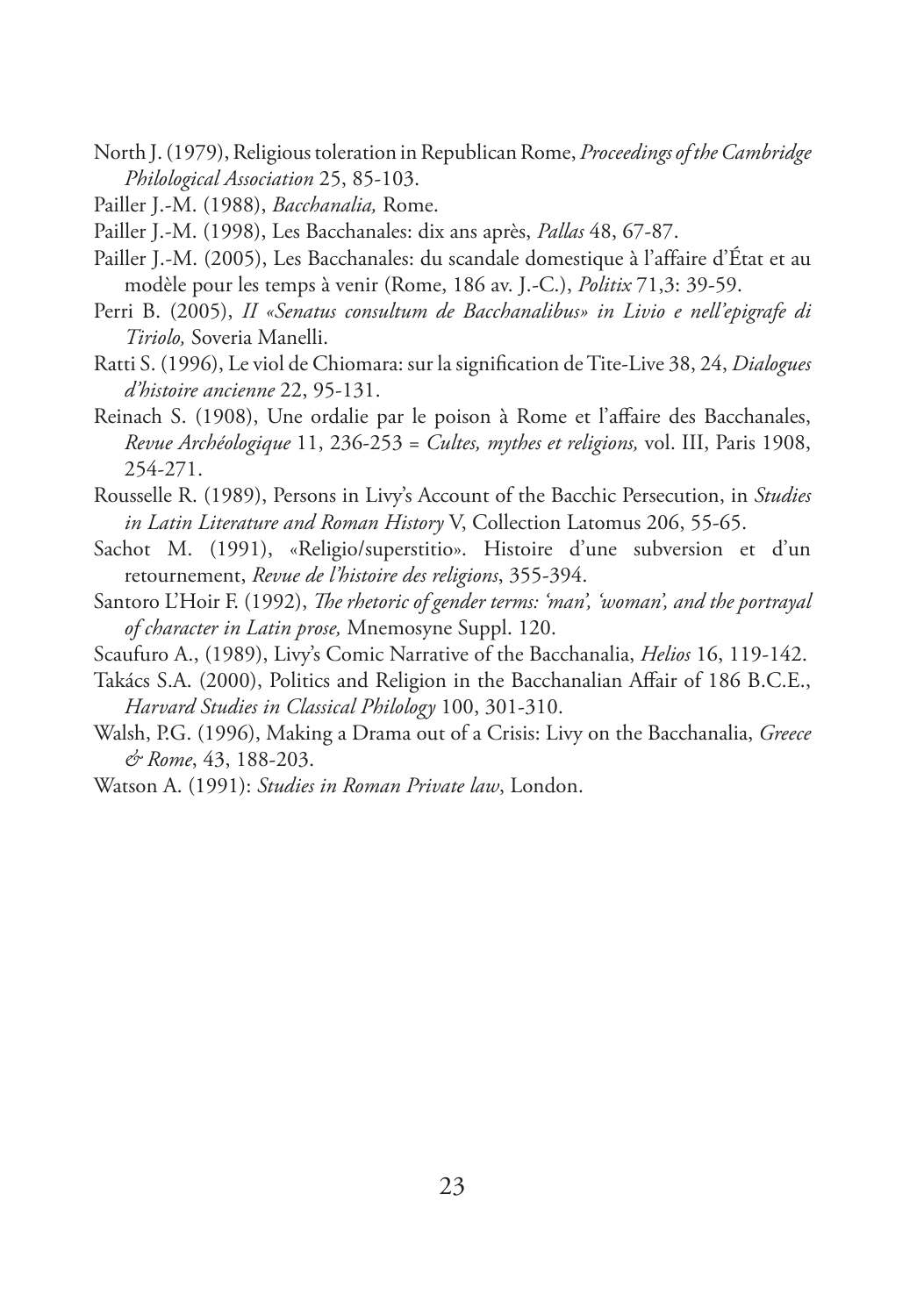North J. (1979), Religious toleration in Republican Rome, *Proceedings of the Cambridge Philological Association* 25, 85-103.

Pailler J.-M. (1988), *Bacchanalia,* Rome.

Pailler J.-M. (1998), Les Bacchanales: dix ans après, *Pallas* 48, 67-87.

Pailler J.-M. (2005), Les Bacchanales: du scandale domestique à l'affaire d'État et au modèle pour les temps à venir (Rome, 186 av. J.-C.), *Politix* 71,3: 39-59.

Perri B. (2005), *Il «Senatus consultum de Bacchanalibus» in Livio e nell'epigrafe di Tiriolo,* Soveria Manelli.

Ratti S. (1996), Le viol de Chiomara: sur la signification de Tite-Live 38, 24, *Dialogues d'histoire ancienne* 22, 95-131.

Reinach S. (1908), Une ordalie par le poison à Rome et l'affaire des Bacchanales, *Revue Archéologique* 11, 236-253 = *Cultes, mythes et religions,* vol. III, Paris 1908, 254-271.

Rousselle R. (1989), Persons in Livy's Account of the Bacchic Persecution, in *Studies in Latin Literature and Roman History* V, Collection Latomus 206, 55-65.

Sachot M. (1991), «Religio/superstitio». Histoire d'une subversion et d'un retournement, *Revue de l'histoire des religions*, 355-394.

Santoro L'Hoir F. (1992), *The rhetoric of gender terms: 'man', 'woman', and the portrayal of character in Latin prose,* Mnemosyne Suppl. 120.

Scaufuro A., (1989), Livy's Comic Narrative of the Bacchanalia, *Helios* 16, 119-142.

Takács S.A. (2000), Politics and Religion in the Bacchanalian Affair of 186 B.C.E., *Harvard Studies in Classical Philology* 100, 301-310.

Walsh, P.G. (1996), Making a Drama out of a Crisis: Livy on the Bacchanalia, *Greece & Rome*, 43, 188-203.

Watson A. (1991): *Studies in Roman Private law*, London.